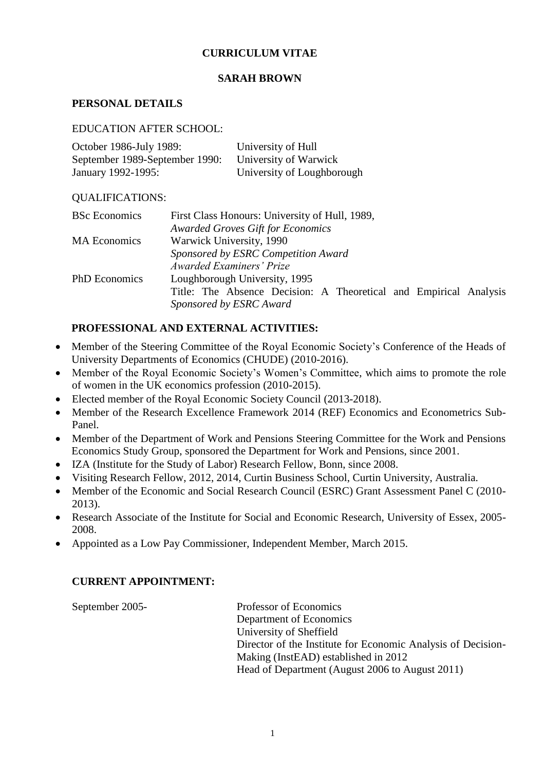# CURRICULUM VITAE

## SARAH BROWN

### PERSONAL DETAILS

EDUCATION AFTER SCHOOL:

| | |
|---|---|
| October 1986-July 1989: | University of Hull |
| September 1989-September 1990: | University of Warwick |
| January 1992-1995: | University of Loughborough |

QUALIFICATIONS:

| | |
|---|---|
| BSc Economics | First Class Honours: University of Hull, 1989, *Awarded Groves Gift for Economics* |
| MA Economics | Warwick University, 1990 *Sponsored by ESRC Competition Award* *Awarded Examiners' Prize* |
| PhD Economics | Loughborough University, 1995 Title: The Absence Decision: A Theoretical and Empirical Analysis *Sponsored by ESRC Award* |

### PROFESSIONAL AND EXTERNAL ACTIVITIES:

- Member of the Steering Committee of the Royal Economic Society's Conference of the Heads of University Departments of Economics (CHUDE) (2010-2016).
- Member of the Royal Economic Society's Women's Committee, which aims to promote the role of women in the UK economics profession (2010-2015).
- Elected member of the Royal Economic Society Council (2013-2018).
- Member of the Research Excellence Framework 2014 (REF) Economics and Econometrics Sub-Panel.
- Member of the Department of Work and Pensions Steering Committee for the Work and Pensions Economics Study Group, sponsored the Department for Work and Pensions, since 2001.
- IZA (Institute for the Study of Labor) Research Fellow, Bonn, since 2008.
- Visiting Research Fellow, 2012, 2014, Curtin Business School, Curtin University, Australia.
- Member of the Economic and Social Research Council (ESRC) Grant Assessment Panel C (2010-2013).
- Research Associate of the Institute for Social and Economic Research, University of Essex, 2005-2008.
- Appointed as a Low Pay Commissioner, Independent Member, March 2015.

### CURRENT APPOINTMENT:

| | |
|---|---|
| September 2005- | Professor of Economics<br>Department of Economics<br>University of Sheffield<br>Director of the Institute for Economic Analysis of Decision-Making (InstEAD) established in 2012<br>Head of Department (August 2006 to August 2011) |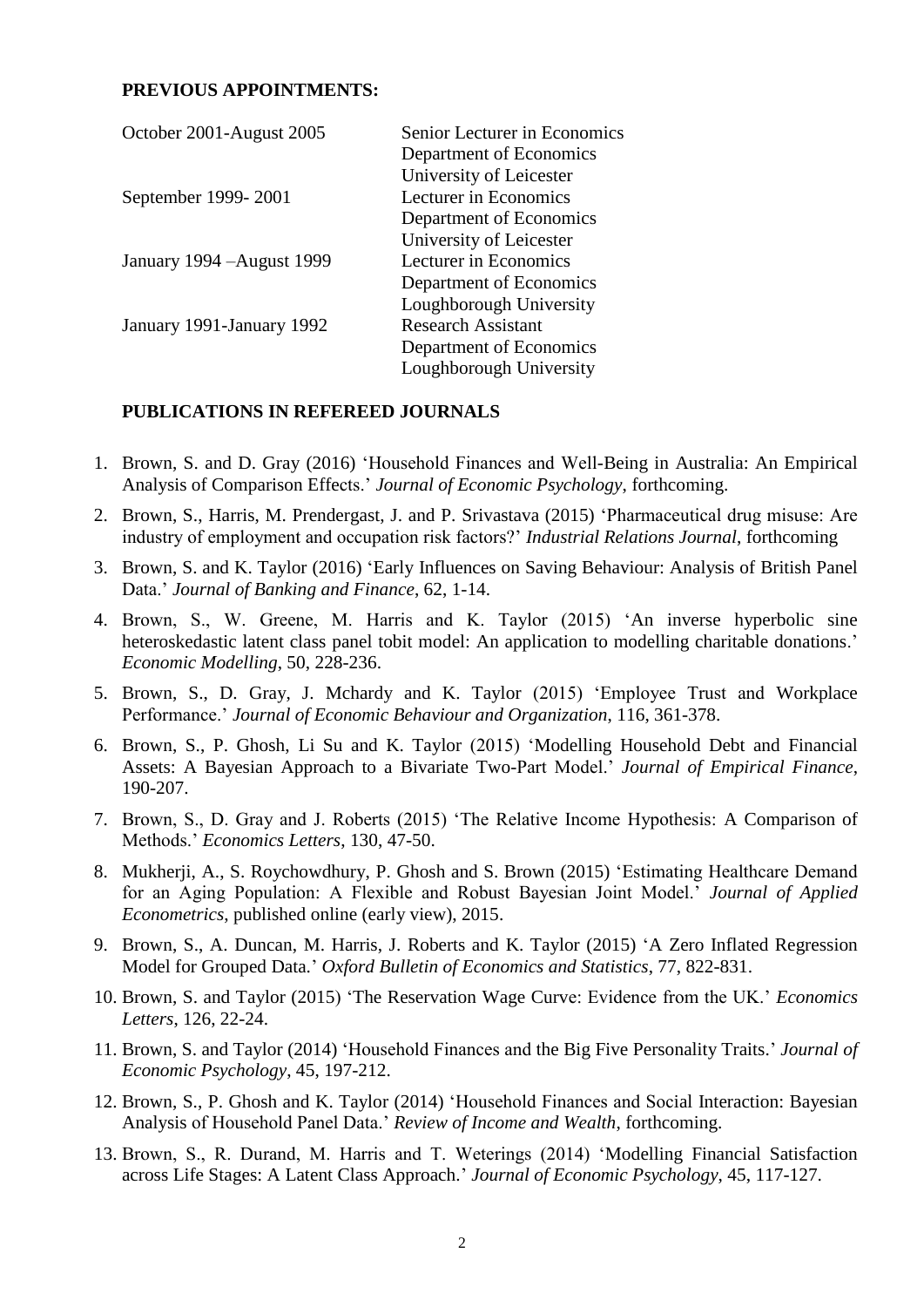**PREVIOUS APPOINTMENTS:**

| | |
|---|---|
| October 2001-August 2005 | Senior Lecturer in Economics<br>Department of Economics<br>University of Leicester |
| September 1999- 2001 | Lecturer in Economics<br>Department of Economics<br>University of Leicester |
| January 1994 –August 1999 | Lecturer in Economics<br>Department of Economics<br>Loughborough University |
| January 1991-January 1992 | Research Assistant<br>Department of Economics<br>Loughborough University |

**PUBLICATIONS IN REFEREED JOURNALS**

1. Brown, S. and D. Gray (2016) 'Household Finances and Well-Being in Australia: An Empirical Analysis of Comparison Effects.' *Journal of Economic Psychology*, forthcoming.
2. Brown, S., Harris, M. Prendergast, J. and P. Srivastava (2015) 'Pharmaceutical drug misuse: Are industry of employment and occupation risk factors?' *Industrial Relations Journal*, forthcoming
3. Brown, S. and K. Taylor (2016) 'Early Influences on Saving Behaviour: Analysis of British Panel Data.' *Journal of Banking and Finance*, 62, 1-14.
4. Brown, S., W. Greene, M. Harris and K. Taylor (2015) 'An inverse hyperbolic sine heteroskedastic latent class panel tobit model: An application to modelling charitable donations.' *Economic Modelling*, 50, 228-236.
5. Brown, S., D. Gray, J. Mchardy and K. Taylor (2015) 'Employee Trust and Workplace Performance.' *Journal of Economic Behaviour and Organization*, 116, 361-378.
6. Brown, S., P. Ghosh, Li Su and K. Taylor (2015) 'Modelling Household Debt and Financial Assets: A Bayesian Approach to a Bivariate Two-Part Model.' *Journal of Empirical Finance*, 190-207.
7. Brown, S., D. Gray and J. Roberts (2015) 'The Relative Income Hypothesis: A Comparison of Methods.' *Economics Letters*, 130, 47-50.
8. Mukherji, A., S. Roychowdhury, P. Ghosh and S. Brown (2015) 'Estimating Healthcare Demand for an Aging Population: A Flexible and Robust Bayesian Joint Model.' *Journal of Applied Econometrics*, published online (early view), 2015.
9. Brown, S., A. Duncan, M. Harris, J. Roberts and K. Taylor (2015) 'A Zero Inflated Regression Model for Grouped Data.' *Oxford Bulletin of Economics and Statistics*, 77, 822-831.
10. Brown, S. and Taylor (2015) 'The Reservation Wage Curve: Evidence from the UK.' *Economics Letters*, 126, 22-24.
11. Brown, S. and Taylor (2014) 'Household Finances and the Big Five Personality Traits.' *Journal of Economic Psychology*, 45, 197-212.
12. Brown, S., P. Ghosh and K. Taylor (2014) 'Household Finances and Social Interaction: Bayesian Analysis of Household Panel Data.' *Review of Income and Wealth*, forthcoming.
13. Brown, S., R. Durand, M. Harris and T. Weterings (2014) 'Modelling Financial Satisfaction across Life Stages: A Latent Class Approach.' *Journal of Economic Psychology*, 45, 117-127.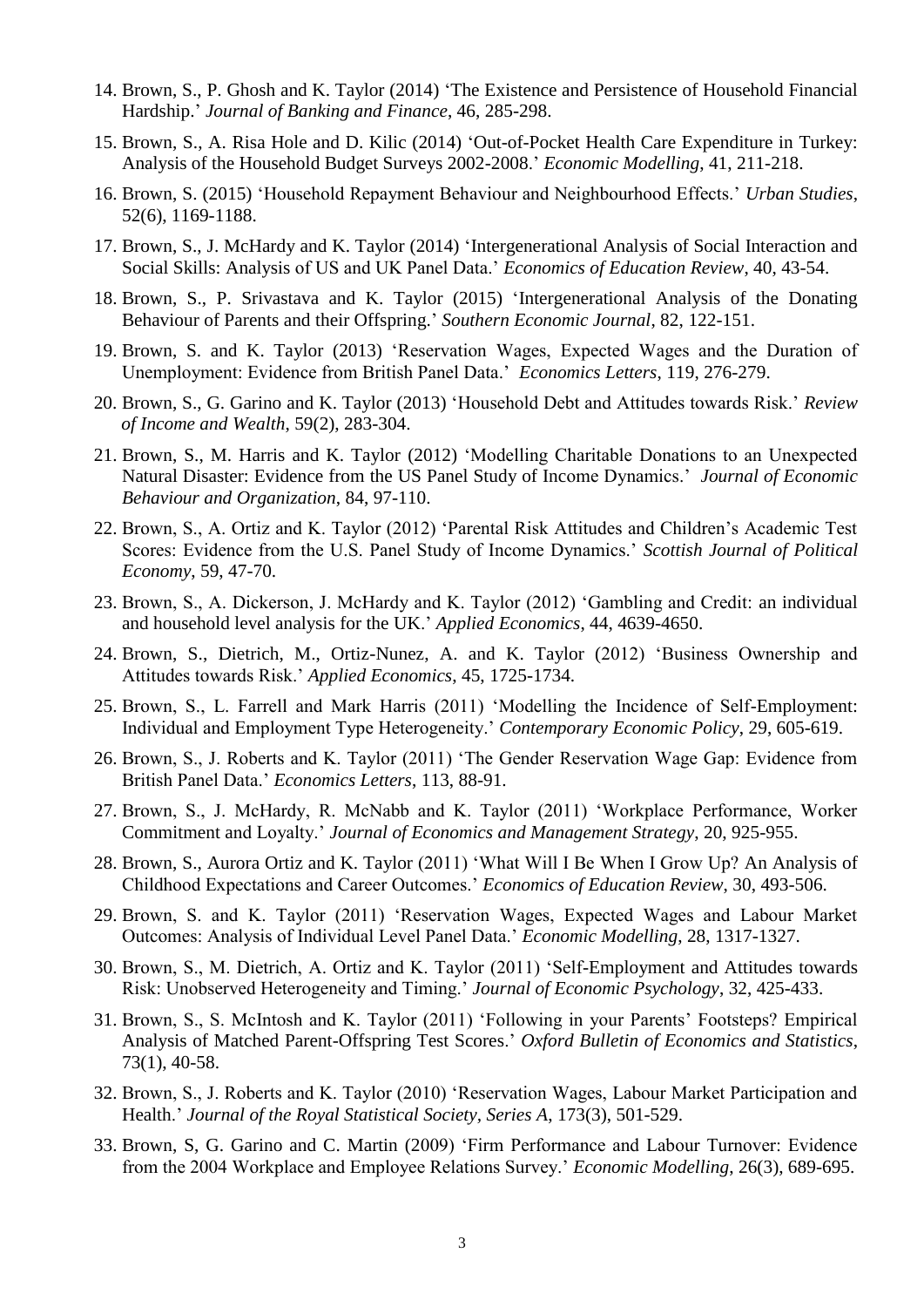14. Brown, S., P. Ghosh and K. Taylor (2014) ‘The Existence and Persistence of Household Financial Hardship.’ *Journal of Banking and Finance*, 46, 285-298.
15. Brown, S., A. Risa Hole and D. Kilic (2014) ‘Out-of-Pocket Health Care Expenditure in Turkey: Analysis of the Household Budget Surveys 2002-2008.’ *Economic Modelling*, 41, 211-218.
16. Brown, S. (2015) ‘Household Repayment Behaviour and Neighbourhood Effects.’ *Urban Studies*, 52(6), 1169-1188.
17. Brown, S., J. McHardy and K. Taylor (2014) ‘Intergenerational Analysis of Social Interaction and Social Skills: Analysis of US and UK Panel Data.’ *Economics of Education Review*, 40, 43-54.
18. Brown, S., P. Srivastava and K. Taylor (2015) ‘Intergenerational Analysis of the Donating Behaviour of Parents and their Offspring.’ *Southern Economic Journal*, 82, 122-151.
19. Brown, S. and K. Taylor (2013) ‘Reservation Wages, Expected Wages and the Duration of Unemployment: Evidence from British Panel Data.’ *Economics Letters*, 119, 276-279.
20. Brown, S., G. Garino and K. Taylor (2013) ‘Household Debt and Attitudes towards Risk.’ *Review of Income and Wealth*, 59(2), 283-304.
21. Brown, S., M. Harris and K. Taylor (2012) ‘Modelling Charitable Donations to an Unexpected Natural Disaster: Evidence from the US Panel Study of Income Dynamics.’ *Journal of Economic Behaviour and Organization*, 84, 97-110.
22. Brown, S., A. Ortiz and K. Taylor (2012) ‘Parental Risk Attitudes and Children’s Academic Test Scores: Evidence from the U.S. Panel Study of Income Dynamics.’ *Scottish Journal of Political Economy*, 59, 47-70.
23. Brown, S., A. Dickerson, J. McHardy and K. Taylor (2012) ‘Gambling and Credit: an individual and household level analysis for the UK.’ *Applied Economics*, 44, 4639-4650.
24. Brown, S., Dietrich, M., Ortiz-Nunez, A. and K. Taylor (2012) ‘Business Ownership and Attitudes towards Risk.’ *Applied Economics*, 45, 1725-1734.
25. Brown, S., L. Farrell and Mark Harris (2011) ‘Modelling the Incidence of Self-Employment: Individual and Employment Type Heterogeneity.’ *Contemporary Economic Policy*, 29, 605-619.
26. Brown, S., J. Roberts and K. Taylor (2011) ‘The Gender Reservation Wage Gap: Evidence from British Panel Data.’ *Economics Letters*, 113, 88-91.
27. Brown, S., J. McHardy, R. McNabb and K. Taylor (2011) ‘Workplace Performance, Worker Commitment and Loyalty.’ *Journal of Economics and Management Strategy*, 20, 925-955.
28. Brown, S., Aurora Ortiz and K. Taylor (2011) ‘What Will I Be When I Grow Up? An Analysis of Childhood Expectations and Career Outcomes.’ *Economics of Education Review*, 30, 493-506.
29. Brown, S. and K. Taylor (2011) ‘Reservation Wages, Expected Wages and Labour Market Outcomes: Analysis of Individual Level Panel Data.’ *Economic Modelling*, 28, 1317-1327.
30. Brown, S., M. Dietrich, A. Ortiz and K. Taylor (2011) ‘Self-Employment and Attitudes towards Risk: Unobserved Heterogeneity and Timing.’ *Journal of Economic Psychology*, 32, 425-433.
31. Brown, S., S. McIntosh and K. Taylor (2011) ‘Following in your Parents’ Footsteps? Empirical Analysis of Matched Parent-Offspring Test Scores.’ *Oxford Bulletin of Economics and Statistics*, 73(1), 40-58.
32. Brown, S., J. Roberts and K. Taylor (2010) ‘Reservation Wages, Labour Market Participation and Health.’ *Journal of the Royal Statistical Society, Series A*, 173(3), 501-529.
33. Brown, S, G. Garino and C. Martin (2009) ‘Firm Performance and Labour Turnover: Evidence from the 2004 Workplace and Employee Relations Survey.’ *Economic Modelling*, 26(3), 689-695.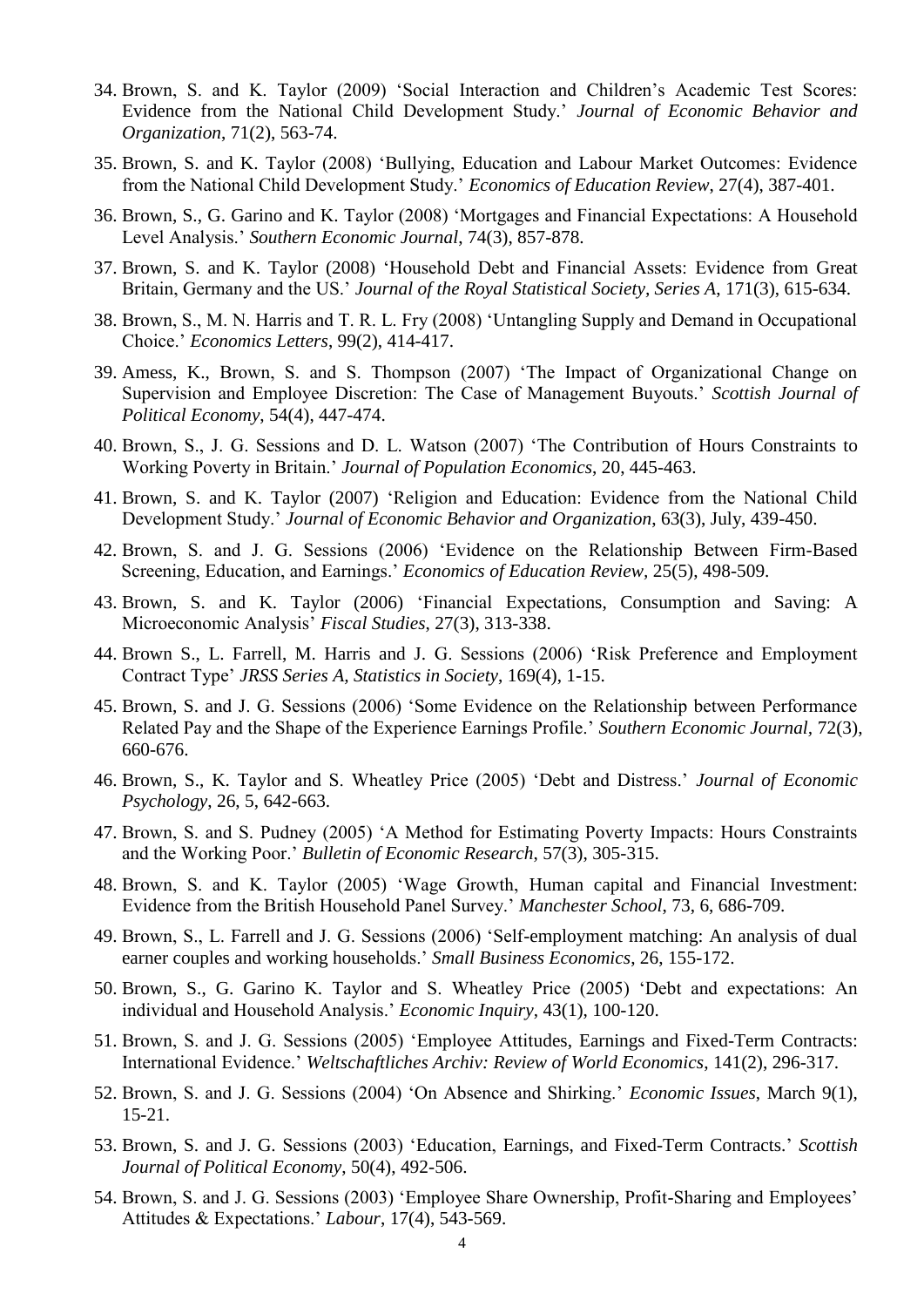34. Brown, S. and K. Taylor (2009) 'Social Interaction and Children's Academic Test Scores: Evidence from the National Child Development Study.' *Journal of Economic Behavior and Organization*, 71(2), 563-74.
35. Brown, S. and K. Taylor (2008) 'Bullying, Education and Labour Market Outcomes: Evidence from the National Child Development Study.' *Economics of Education Review*, 27(4), 387-401.
36. Brown, S., G. Garino and K. Taylor (2008) 'Mortgages and Financial Expectations: A Household Level Analysis.' *Southern Economic Journal*, 74(3), 857-878.
37. Brown, S. and K. Taylor (2008) 'Household Debt and Financial Assets: Evidence from Great Britain, Germany and the US.' *Journal of the Royal Statistical Society, Series A*, 171(3), 615-634.
38. Brown, S., M. N. Harris and T. R. L. Fry (2008) 'Untangling Supply and Demand in Occupational Choice.' *Economics Letters*, 99(2), 414-417.
39. Amess, K., Brown, S. and S. Thompson (2007) 'The Impact of Organizational Change on Supervision and Employee Discretion: The Case of Management Buyouts.' *Scottish Journal of Political Economy*, 54(4), 447-474.
40. Brown, S., J. G. Sessions and D. L. Watson (2007) 'The Contribution of Hours Constraints to Working Poverty in Britain.' *Journal of Population Economics*, 20, 445-463.
41. Brown, S. and K. Taylor (2007) 'Religion and Education: Evidence from the National Child Development Study.' *Journal of Economic Behavior and Organization*, 63(3), July, 439-450.
42. Brown, S. and J. G. Sessions (2006) 'Evidence on the Relationship Between Firm-Based Screening, Education, and Earnings.' *Economics of Education Review*, 25(5), 498-509.
43. Brown, S. and K. Taylor (2006) 'Financial Expectations, Consumption and Saving: A Microeconomic Analysis' *Fiscal Studies*, 27(3), 313-338.
44. Brown S., L. Farrell, M. Harris and J. G. Sessions (2006) 'Risk Preference and Employment Contract Type' *JRSS Series A, Statistics in Society*, 169(4), 1-15.
45. Brown, S. and J. G. Sessions (2006) 'Some Evidence on the Relationship between Performance Related Pay and the Shape of the Experience Earnings Profile.' *Southern Economic Journal*, 72(3), 660-676.
46. Brown, S., K. Taylor and S. Wheatley Price (2005) 'Debt and Distress.' *Journal of Economic Psychology*, 26, 5, 642-663.
47. Brown, S. and S. Pudney (2005) 'A Method for Estimating Poverty Impacts: Hours Constraints and the Working Poor.' *Bulletin of Economic Research*, 57(3), 305-315.
48. Brown, S. and K. Taylor (2005) 'Wage Growth, Human capital and Financial Investment: Evidence from the British Household Panel Survey.' *Manchester School*, 73, 6, 686-709.
49. Brown, S., L. Farrell and J. G. Sessions (2006) 'Self-employment matching: An analysis of dual earner couples and working households.' *Small Business Economics*, 26, 155-172.
50. Brown, S., G. Garino K. Taylor and S. Wheatley Price (2005) 'Debt and expectations: An individual and Household Analysis.' *Economic Inquiry*, 43(1), 100-120.
51. Brown, S. and J. G. Sessions (2005) 'Employee Attitudes, Earnings and Fixed-Term Contracts: International Evidence.' *Weltschaftliches Archiv: Review of World Economics*, 141(2), 296-317.
52. Brown, S. and J. G. Sessions (2004) 'On Absence and Shirking.' *Economic Issues*, March 9(1), 15-21.
53. Brown, S. and J. G. Sessions (2003) 'Education, Earnings, and Fixed-Term Contracts.' *Scottish Journal of Political Economy*, 50(4), 492-506.
54. Brown, S. and J. G. Sessions (2003) 'Employee Share Ownership, Profit-Sharing and Employees' Attitudes & Expectations.' *Labour*, 17(4), 543-569.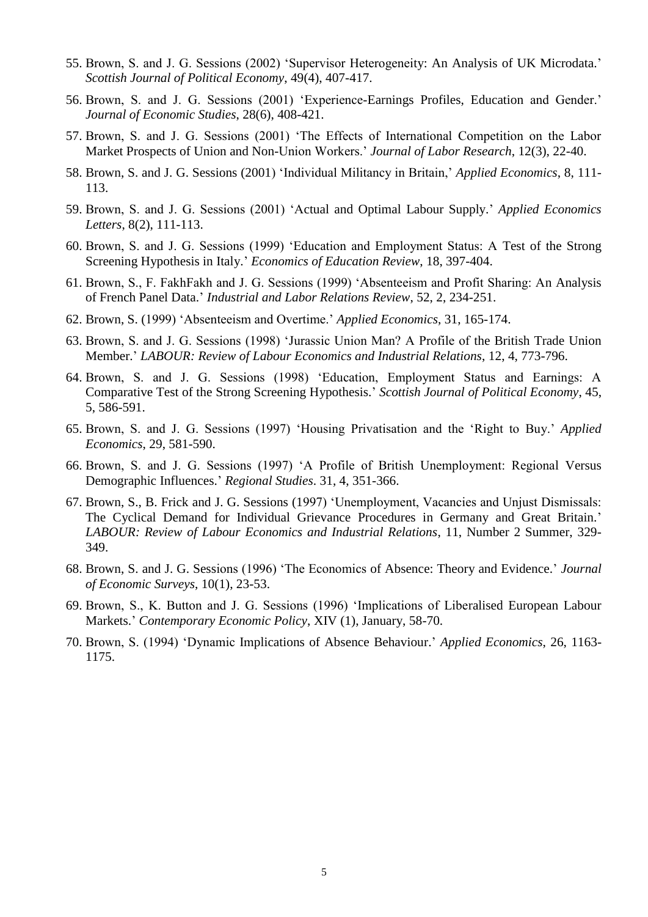55. Brown, S. and J. G. Sessions (2002) 'Supervisor Heterogeneity: An Analysis of UK Microdata.' *Scottish Journal of Political Economy*, 49(4), 407-417.
56. Brown, S. and J. G. Sessions (2001) 'Experience-Earnings Profiles, Education and Gender.' *Journal of Economic Studies*, 28(6), 408-421.
57. Brown, S. and J. G. Sessions (2001) 'The Effects of International Competition on the Labor Market Prospects of Union and Non-Union Workers.' *Journal of Labor Research*, 12(3), 22-40.
58. Brown, S. and J. G. Sessions (2001) 'Individual Militancy in Britain,' *Applied Economics*, 8, 111-113.
59. Brown, S. and J. G. Sessions (2001) 'Actual and Optimal Labour Supply.' *Applied Economics Letters*, 8(2), 111-113.
60. Brown, S. and J. G. Sessions (1999) 'Education and Employment Status: A Test of the Strong Screening Hypothesis in Italy.' *Economics of Education Review*, 18, 397-404.
61. Brown, S., F. FakhFakh and J. G. Sessions (1999) 'Absenteeism and Profit Sharing: An Analysis of French Panel Data.' *Industrial and Labor Relations Review*, 52, 2, 234-251.
62. Brown, S. (1999) 'Absenteeism and Overtime.' *Applied Economics*, 31, 165-174.
63. Brown, S. and J. G. Sessions (1998) 'Jurassic Union Man? A Profile of the British Trade Union Member.' *LABOUR: Review of Labour Economics and Industrial Relations*, 12, 4, 773-796.
64. Brown, S. and J. G. Sessions (1998) 'Education, Employment Status and Earnings: A Comparative Test of the Strong Screening Hypothesis.' *Scottish Journal of Political Economy*, 45, 5, 586-591.
65. Brown, S. and J. G. Sessions (1997) 'Housing Privatisation and the 'Right to Buy.' *Applied Economics*, 29, 581-590.
66. Brown, S. and J. G. Sessions (1997) 'A Profile of British Unemployment: Regional Versus Demographic Influences.' *Regional Studies*. 31, 4, 351-366.
67. Brown, S., B. Frick and J. G. Sessions (1997) 'Unemployment, Vacancies and Unjust Dismissals: The Cyclical Demand for Individual Grievance Procedures in Germany and Great Britain.' *LABOUR: Review of Labour Economics and Industrial Relations*, 11, Number 2 Summer, 329-349.
68. Brown, S. and J. G. Sessions (1996) 'The Economics of Absence: Theory and Evidence.' *Journal of Economic Surveys*, 10(1), 23-53.
69. Brown, S., K. Button and J. G. Sessions (1996) 'Implications of Liberalised European Labour Markets.' *Contemporary Economic Policy*, XIV (1), January, 58-70.
70. Brown, S. (1994) 'Dynamic Implications of Absence Behaviour.' *Applied Economics*, 26, 1163-1175.